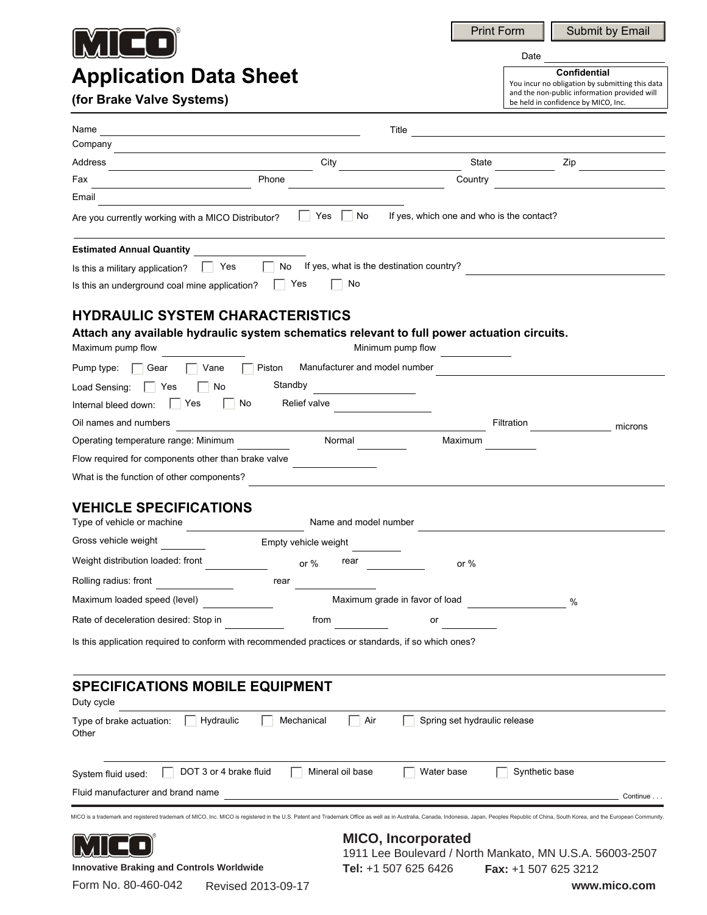MICO®

Print Form | Submit by Email

Date ____________

# Application Data Sheet

**(for Brake Valve Systems)**

**Confidential**
You incur no obligation by submitting this data and the non-public information provided will be held in confidence by MICO, Inc.

Name ____________ Title ____________

Company ____________

Address ____________ City ____________ State ____________ Zip ____________

Fax ____________ Phone ____________ Country ____________

Email ____________

Are you currently working with a MICO Distributor? ☐ Yes ☐ No If yes, which one and who is the contact?

____________

**Estimated Annual Quantity** ____________

Is this a military application? ☐ Yes ☐ No If yes, what is the destination country? ____________

Is this an underground coal mine application? ☐ Yes ☐ No

## HYDRAULIC SYSTEM CHARACTERISTICS

**Attach any available hydraulic system schematics relevant to full power actuation circuits.**

Maximum pump flow ____________ Minimum pump flow ____________

Pump type: ☐ Gear ☐ Vane ☐ Piston Manufacturer and model number ____________

Load Sensing: ☐ Yes ☐ No Standby ____________

Internal bleed down: ☐ Yes ☐ No Relief valve ____________

Oil names and numbers ____________ Filtration ____________ microns

Operating temperature range: Minimum ____________ Normal ____________ Maximum ____________

Flow required for components other than brake valve ____________

What is the function of other components? ____________

## VEHICLE SPECIFICATIONS

Type of vehicle or machine ____________ Name and model number ____________

Gross vehicle weight ____________ Empty vehicle weight ____________

Weight distribution loaded: front ____________ or % rear ____________ or %

Rolling radius: front ____________ rear ____________

Maximum loaded speed (level) ____________ Maximum grade in favor of load ____________ %

Rate of deceleration desired: Stop in ____________ from ____________ or ____________

Is this application required to conform with recommended practices or standards, if so which ones?

## SPECIFICATIONS MOBILE EQUIPMENT

Duty cycle ____________

Type of brake actuation: ☐ Hydraulic ☐ Mechanical ☐ Air ☐ Spring set hydraulic release

Other ____________

System fluid used: ☐ DOT 3 or 4 brake fluid ☐ Mineral oil base ☐ Water base ☐ Synthetic base

Fluid manufacturer and brand name ____________ Continue . . .

MICO is a trademark and registered trademark of MICO, Inc. MICO is registered in the U.S. Patent and Trademark Office as well as in Australia, Canada, Indonesia, Japan, Peoples Republic of China, South Korea, and the European Community.

MICO®

**Innovative Braking and Controls Worldwide**

Form No. 80-460-042 Revised 2013-09-17

**MICO, Incorporated**
1911 Lee Boulevard / North Mankato, MN U.S.A. 56003-2507
**Tel:** +1 507 625 6426 **Fax:** +1 507 625 3212
**www.mico.com**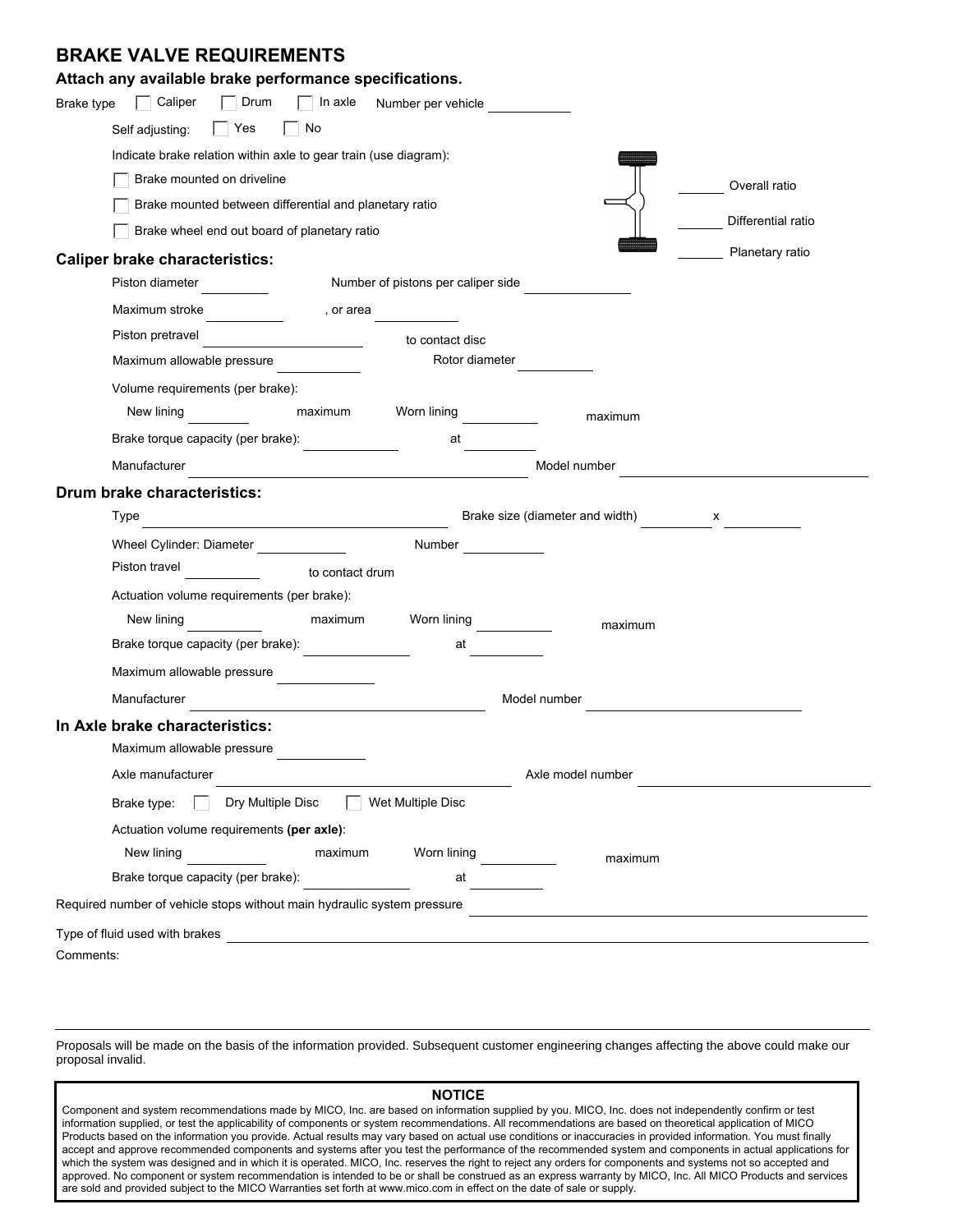## BRAKE VALVE REQUIREMENTS

### Attach any available brake performance specifications.

Brake type ☐ Caliper ☐ Drum ☐ In axle Number per vehicle ________

Self adjusting: ☐ Yes ☐ No

Indicate brake relation within axle to gear train (use diagram):

☐ Brake mounted on driveline

☐ Brake mounted between differential and planetary ratio

☐ Brake wheel end out board of planetary ratio

______ Overall ratio

______ Differential ratio

______ Planetary ratio

### Caliper brake characteristics:

Piston diameter ________ Number of pistons per caliper side ________

Maximum stroke ________ , or area ________

Piston pretravel ________ to contact disc

Maximum allowable pressure ________ Rotor diameter ________

Volume requirements (per brake):

New lining ________ maximum Worn lining ________ maximum

Brake torque capacity (per brake): ________ at ________

Manufacturer ________ Model number ________

### Drum brake characteristics:

Type ________ Brake size (diameter and width) ________ x ________

Wheel Cylinder: Diameter ________ Number ________

Piston travel ________ to contact drum

Actuation volume requirements (per brake):

New lining ________ maximum Worn lining ________ maximum

Brake torque capacity (per brake): ________ at ________

Maximum allowable pressure ________

Manufacturer ________ Model number ________

### In Axle brake characteristics:

Maximum allowable pressure ________

Axle manufacturer ________ Axle model number ________

Brake type: ☐ Dry Multiple Disc ☐ Wet Multiple Disc

Actuation volume requirements **(per axle)**:

New lining ________ maximum Worn lining ________ maximum

Brake torque capacity (per brake): ________ at ________

Required number of vehicle stops without main hydraulic system pressure ________

Type of fluid used with brakes ________

Comments:

---

Proposals will be made on the basis of the information provided. Subsequent customer engineering changes affecting the above could make our proposal invalid.

**NOTICE**

Component and system recommendations made by MICO, Inc. are based on information supplied by you. MICO, Inc. does not independently confirm or test information supplied, or test the applicability of components or system recommendations. All recommendations are based on theoretical application of MICO Products based on the information you provide. Actual results may vary based on actual use conditions or inaccuracies in provided information. You must finally accept and approve recommended components and systems after you test the performance of the recommended system and components in actual applications for which the system was designed and in which it is operated. MICO, Inc. reserves the right to reject any orders for components and systems not so accepted and approved. No component or system recommendation is intended to be or shall be construed as an express warranty by MICO, Inc. All MICO Products and services are sold and provided subject to the MICO Warranties set forth at www.mico.com in effect on the date of sale or supply.